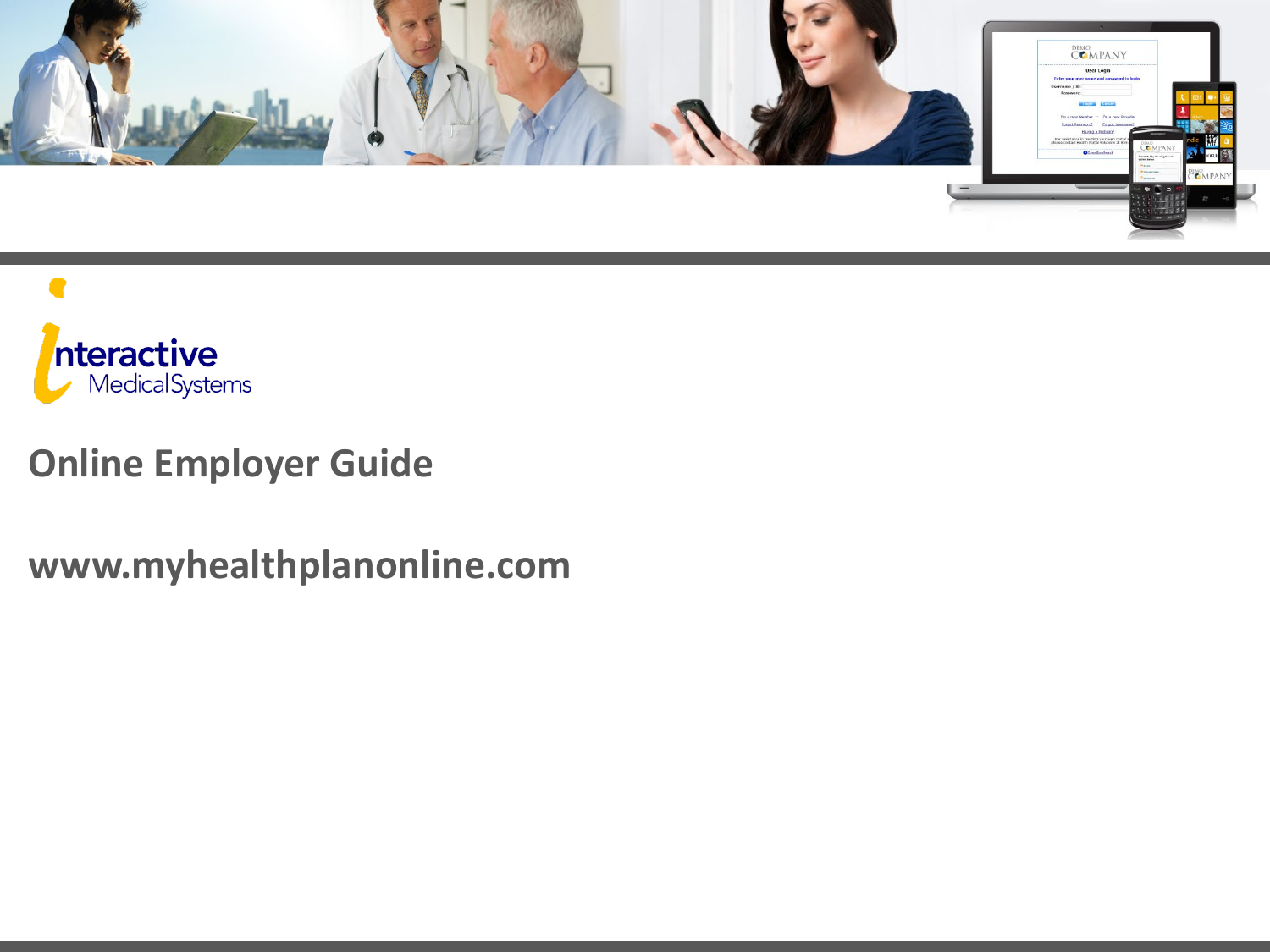interactive Medical Systems

# Online Employer Guide

## www.myhealthplanonline.com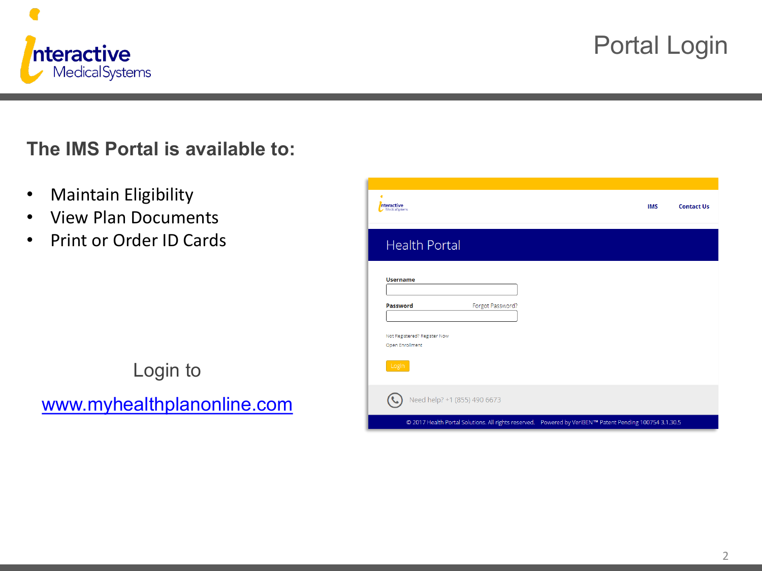# Portal Login

## The IMS Portal is available to:

- Maintain Eligibility
- View Plan Documents
- Print or Order ID Cards

Login to

[www.myhealthplanonline.com](http://www.myhealthplanonline.com)

IMS Contact Us

Health Portal

Username

Password Forgot Password?

Not Registered? Register Now

Open Enrollment

Login

Need help? +1 (855) 490 6673

© 2017 Health Portal Solutions. All rights reserved. Powered by VeriBEN™ Patent Pending 100754 3.1.30.5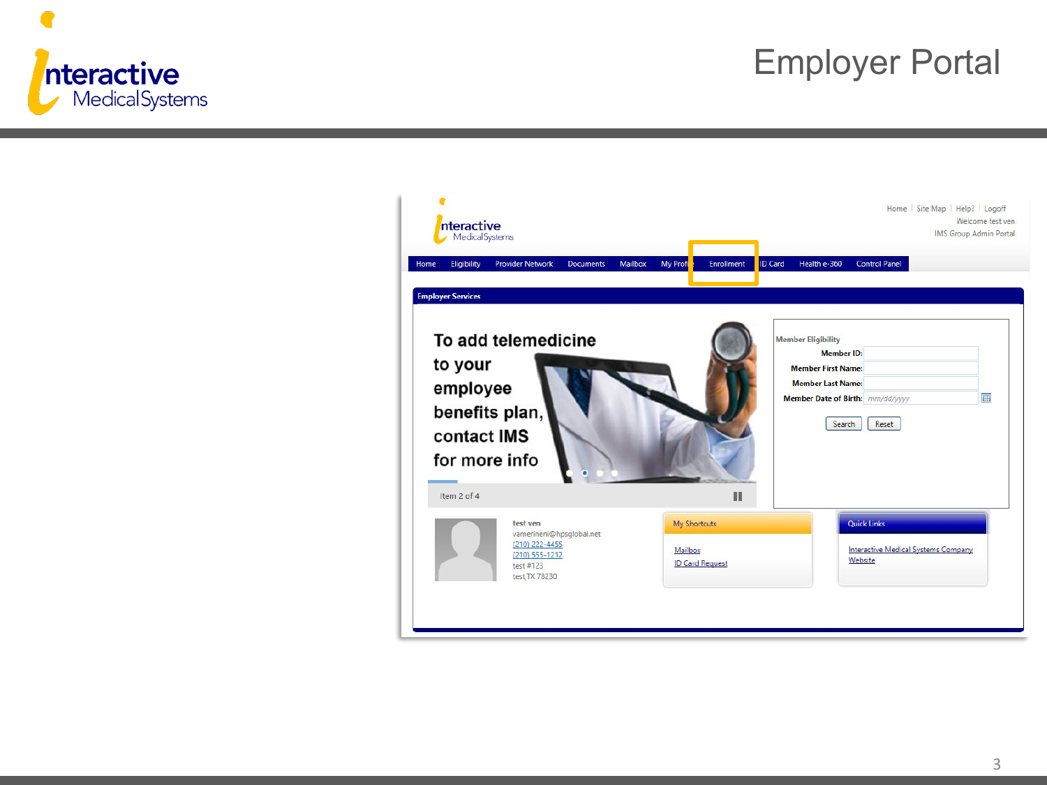# Employer Portal

Home | Site Map | Help? | Logoff

Welcome test ven

IMS Group Admin Portal

Home | Eligibility | Provider Network | Documents | Mailbox | My Profile | Enrollment | ID Card | Health e-360 | Control Panel

**Employer Services**

To add telemedicine to your employee benefits plan, contact IMS for more info

Item 2 of 4

**Member Eligibility**

Member ID:

Member First Name:

Member Last Name:

Member Date of Birth: mm/dd/yyyy

Search | Reset

test ven
vamerineni@hpsglobal.net
(210) 222-4455
(210) 555-1212
test #123
test, TX 78230

**My Shortcuts**

- Mailbox
- ID Card Request

**Quick Links**

- Interactive Medical Systems Company Website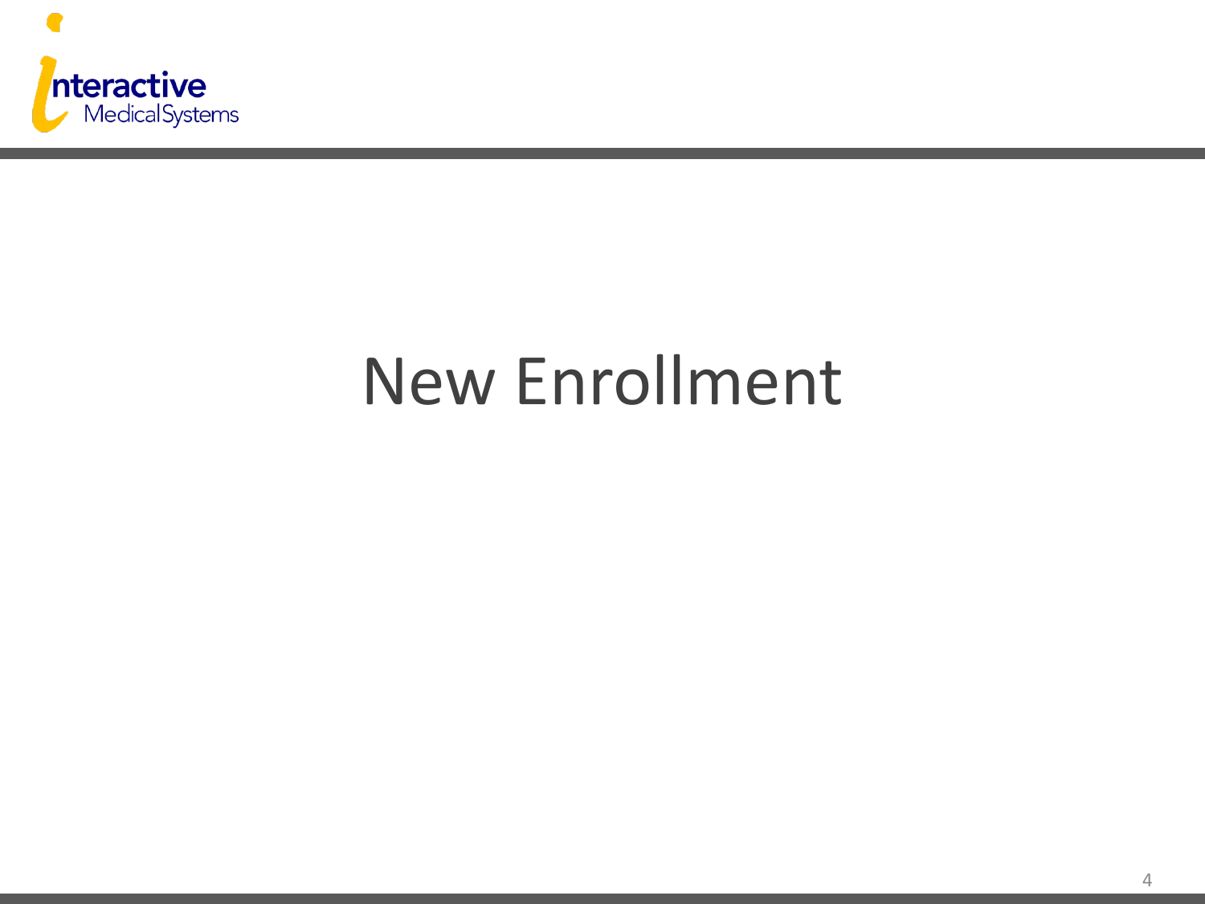# New Enrollment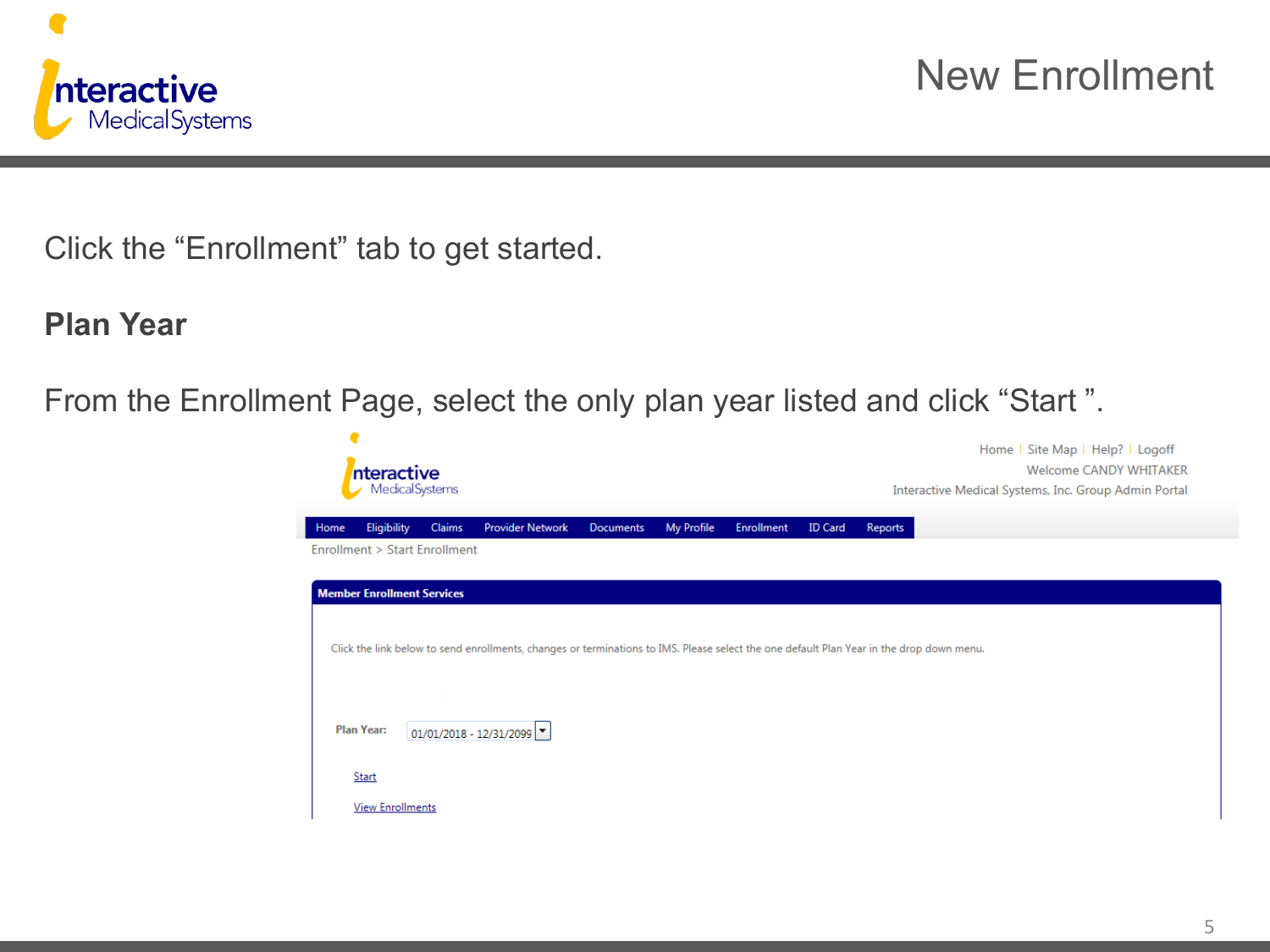# New Enrollment

Click the "Enrollment" tab to get started.

## Plan Year

From the Enrollment Page, select the only plan year listed and click "Start ".

Home | Site Map | Help? | Logoff
Welcome CANDY WHITAKER
Interactive Medical Systems, Inc. Group Admin Portal

Home | Eligibility | Claims | Provider Network | Documents | My Profile | Enrollment | ID Card | Reports

Enrollment > Start Enrollment

**Member Enrollment Services**

Click the link below to send enrollments, changes or terminations to IMS. Please select the one default Plan Year in the drop down menu.

**Plan Year:** 01/01/2018 - 12/31/2099

Start

View Enrollments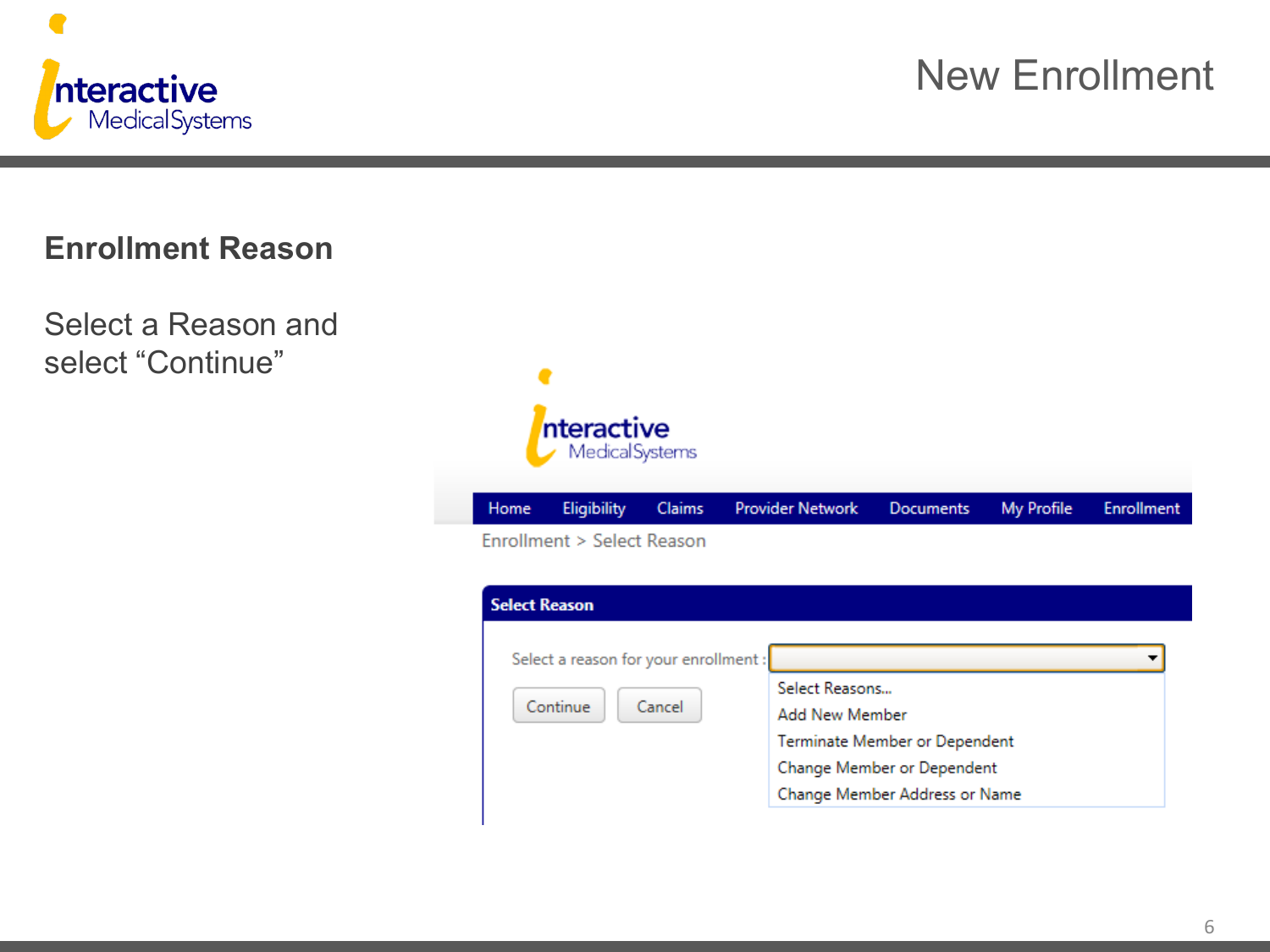# New Enrollment

## Enrollment Reason

Select a Reason and select “Continue”

Home | Eligibility | Claims | Provider Network | Documents | My Profile | Enrollment

Enrollment > Select Reason

**Select Reason**

Select a reason for your enrollment :

- Select Reasons...
- Add New Member
- Terminate Member or Dependent
- Change Member or Dependent
- Change Member Address or Name

Continue | Cancel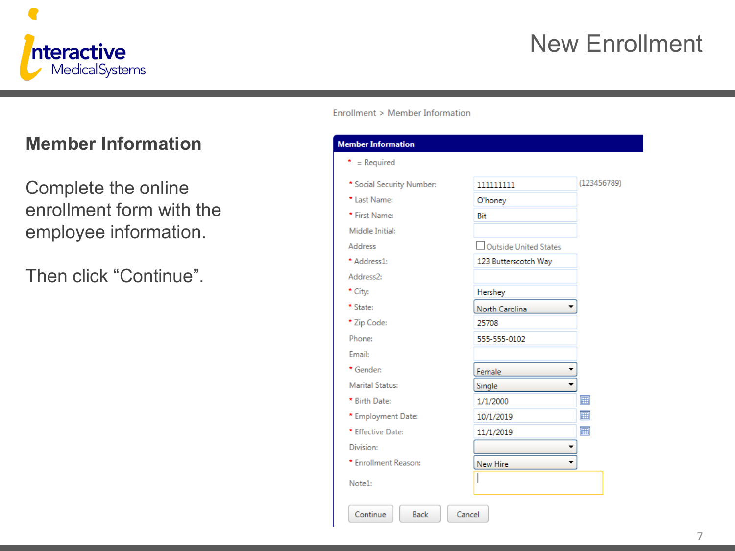# New Enrollment

## Member Information

Complete the online enrollment form with the employee information.

Then click “Continue”.

Enrollment > Member Information

**Member Information**

* = Required

| Field | Value |
| --- | --- |
| * Social Security Number: | 111111111 (123456789) |
| * Last Name: | O'honey |
| * First Name: | Bit |
| Middle Initial: | |
| Address | ☐ Outside United States |
| * Address1: | 123 Butterscotch Way |
| Address2: | |
| * City: | Hershey |
| * State: | North Carolina |
| * Zip Code: | 25708 |
| Phone: | 555-555-0102 |
| Email: | |
| * Gender: | Female |
| Marital Status: | Single |
| * Birth Date: | 1/1/2000 |
| * Employment Date: | 10/1/2019 |
| * Effective Date: | 11/1/2019 |
| Division: | |
| * Enrollment Reason: | New Hire |
| Note1: | |

Continue | Back | Cancel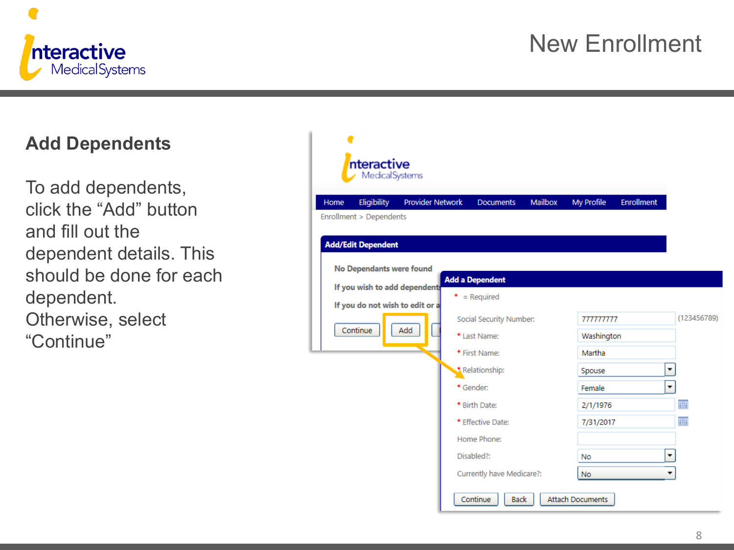# New Enrollment

## Add Dependents

To add dependents, click the “Add” button and fill out the dependent details. This should be done for each dependent. Otherwise, select “Continue”

Home | Eligibility | Provider Network | Documents | Mailbox | My Profile | Enrollment

Enrollment > Dependents

**Add/Edit Dependent**

**No Dependants were found**

**If you wish to add dependent**

**If you do not wish to edit or a**

Continue | Add

**Add a Dependent**

\* = Required

| Field | Value |
| --- | --- |
| Social Security Number: | 777777777 (123456789) |
| * Last Name: | Washington |
| * First Name: | Martha |
| * Relationship: | Spouse |
| * Gender: | Female |
| * Birth Date: | 2/1/1976 |
| * Effective Date: | 7/31/2017 |
| Home Phone: | |
| Disabled?: | No |
| Currently have Medicare?: | No |

Continue | Back | Attach Documents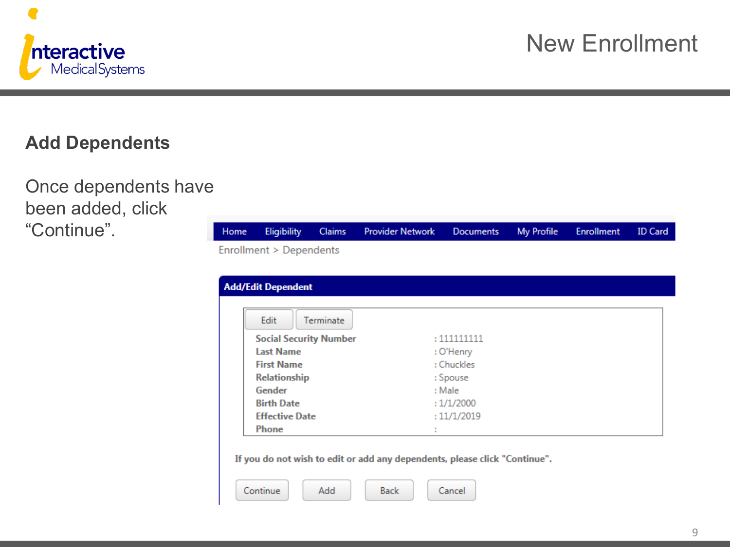# New Enrollment

## Add Dependents

Once dependents have been added, click "Continue".

Home | Eligibility | Claims | Provider Network | Documents | My Profile | Enrollment | ID Card

Enrollment > Dependents

**Add/Edit Dependent**

Edit | Terminate

| | |
|---|---|
| **Social Security Number** | : 111111111 |
| **Last Name** | : O'Henry |
| **First Name** | : Chuckles |
| **Relationship** | : Spouse |
| **Gender** | : Male |
| **Birth Date** | : 1/1/2000 |
| **Effective Date** | : 11/1/2019 |
| **Phone** | : |

**If you do not wish to edit or add any dependents, please click "Continue".**

Continue | Add | Back | Cancel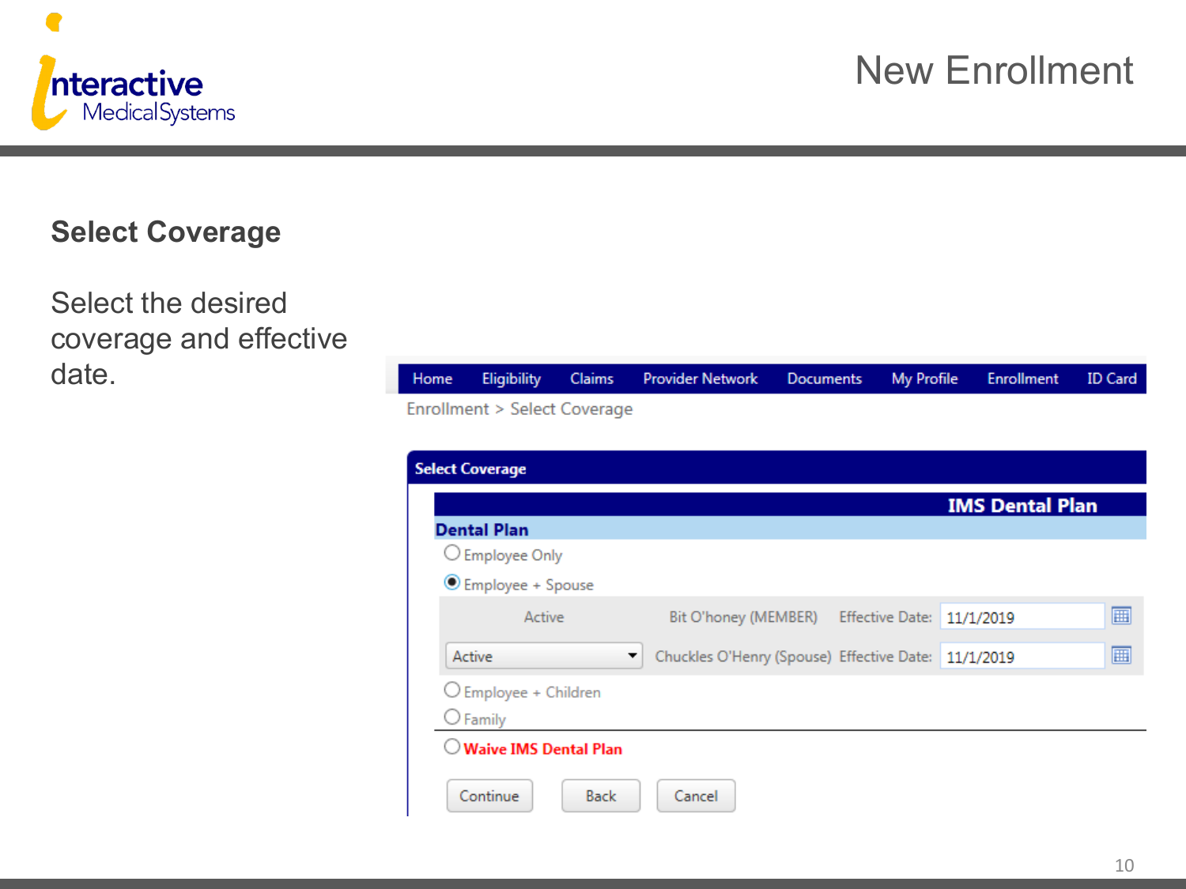# New Enrollment

## Select Coverage

Select the desired coverage and effective date.

Home | Eligibility | Claims | Provider Network | Documents | My Profile | Enrollment | ID Card

Enrollment > Select Coverage

**Select Coverage**

**IMS Dental Plan**

**Dental Plan**

- ○ Employee Only
- ◉ Employee + Spouse

| Status | Member | | Effective Date |
| --- | --- | --- | --- |
| Active | Bit O'honey (MEMBER) | Effective Date: | 11/1/2019 |
| Active | Chuckles O'Henry (Spouse) | Effective Date: | 11/1/2019 |

- ○ Employee + Children
- ○ Family

○ **Waive IMS Dental Plan**

Continue | Back | Cancel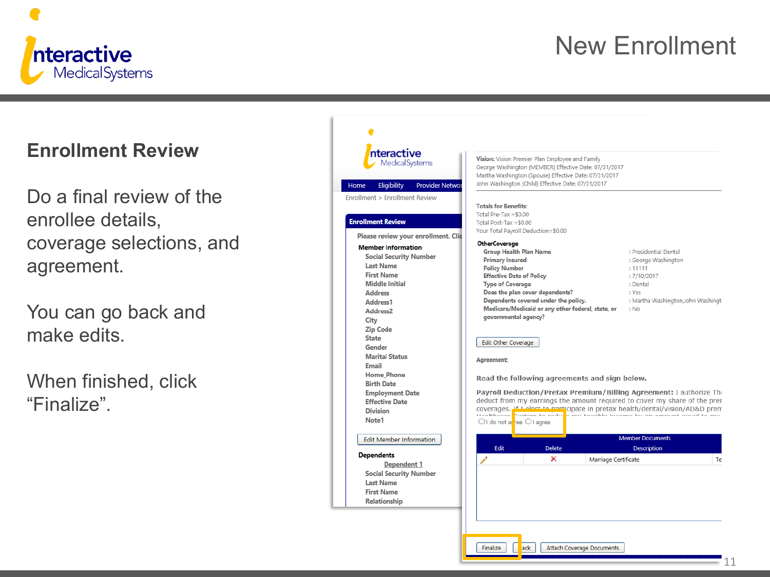# New Enrollment

## Enrollment Review

Do a final review of the enrollee details, coverage selections, and agreement.

You can go back and make edits.

When finished, click "Finalize".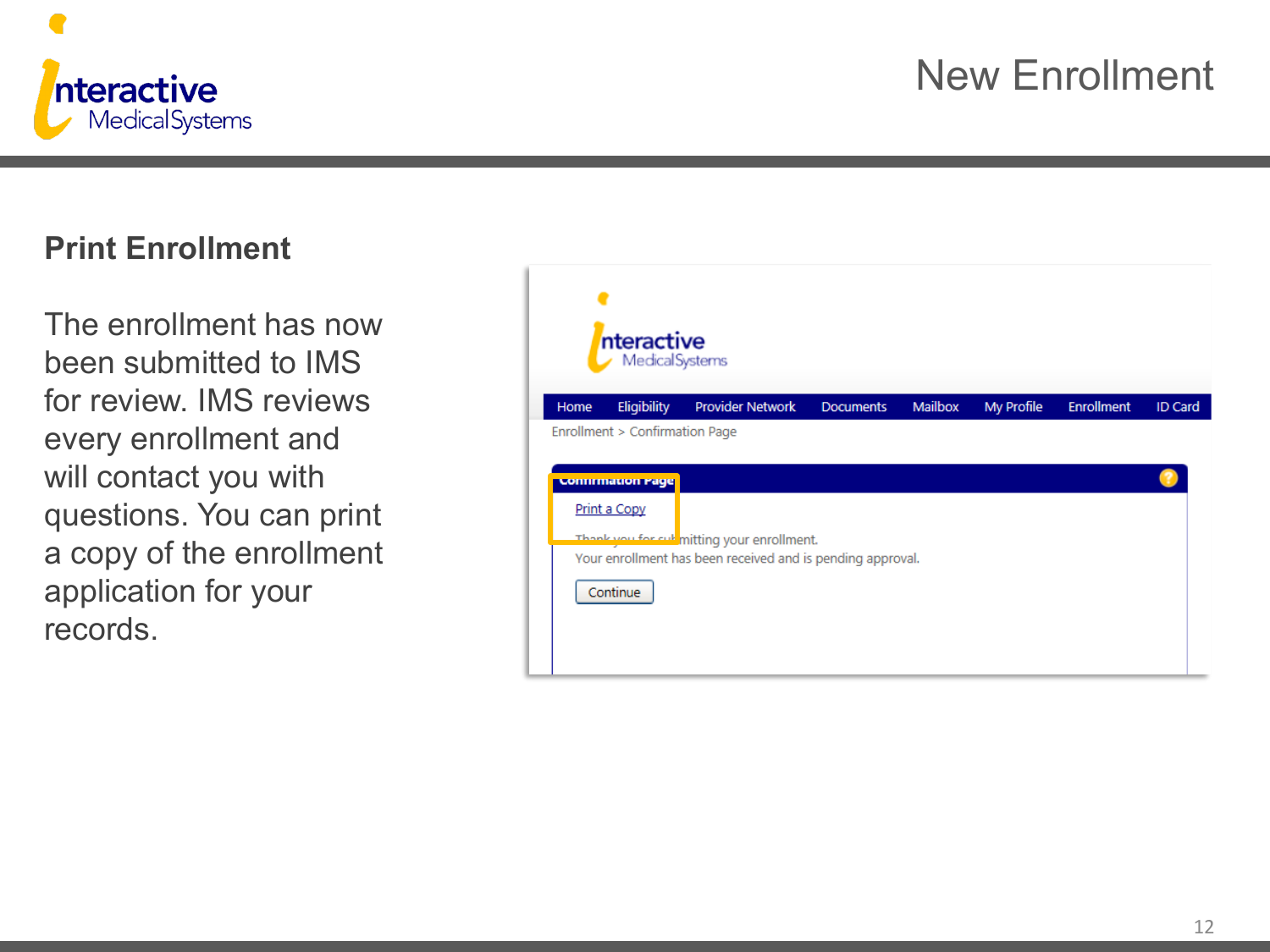# New Enrollment

## Print Enrollment

The enrollment has now been submitted to IMS for review. IMS reviews every enrollment and will contact you with questions. You can print a copy of the enrollment application for your records.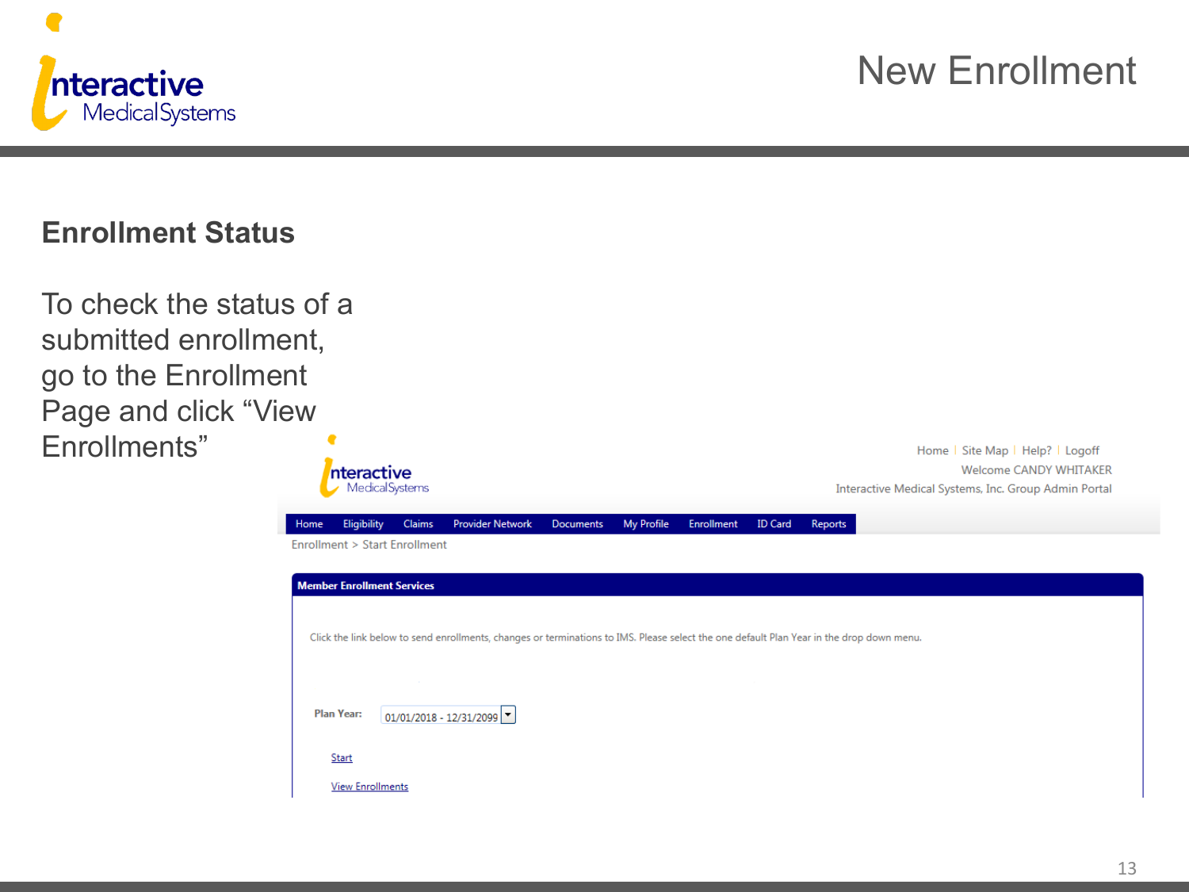# New Enrollment

## Enrollment Status

To check the status of a submitted enrollment, go to the Enrollment Page and click “View Enrollments”

Home | Site Map | Help? | Logoff
Welcome CANDY WHITAKER
Interactive Medical Systems, Inc. Group Admin Portal

Home Eligibility Claims Provider Network Documents My Profile Enrollment ID Card Reports

Enrollment > Start Enrollment

**Member Enrollment Services**

Click the link below to send enrollments, changes or terminations to IMS. Please select the one default Plan Year in the drop down menu.

**Plan Year:** 01/01/2018 - 12/31/2099

Start

View Enrollments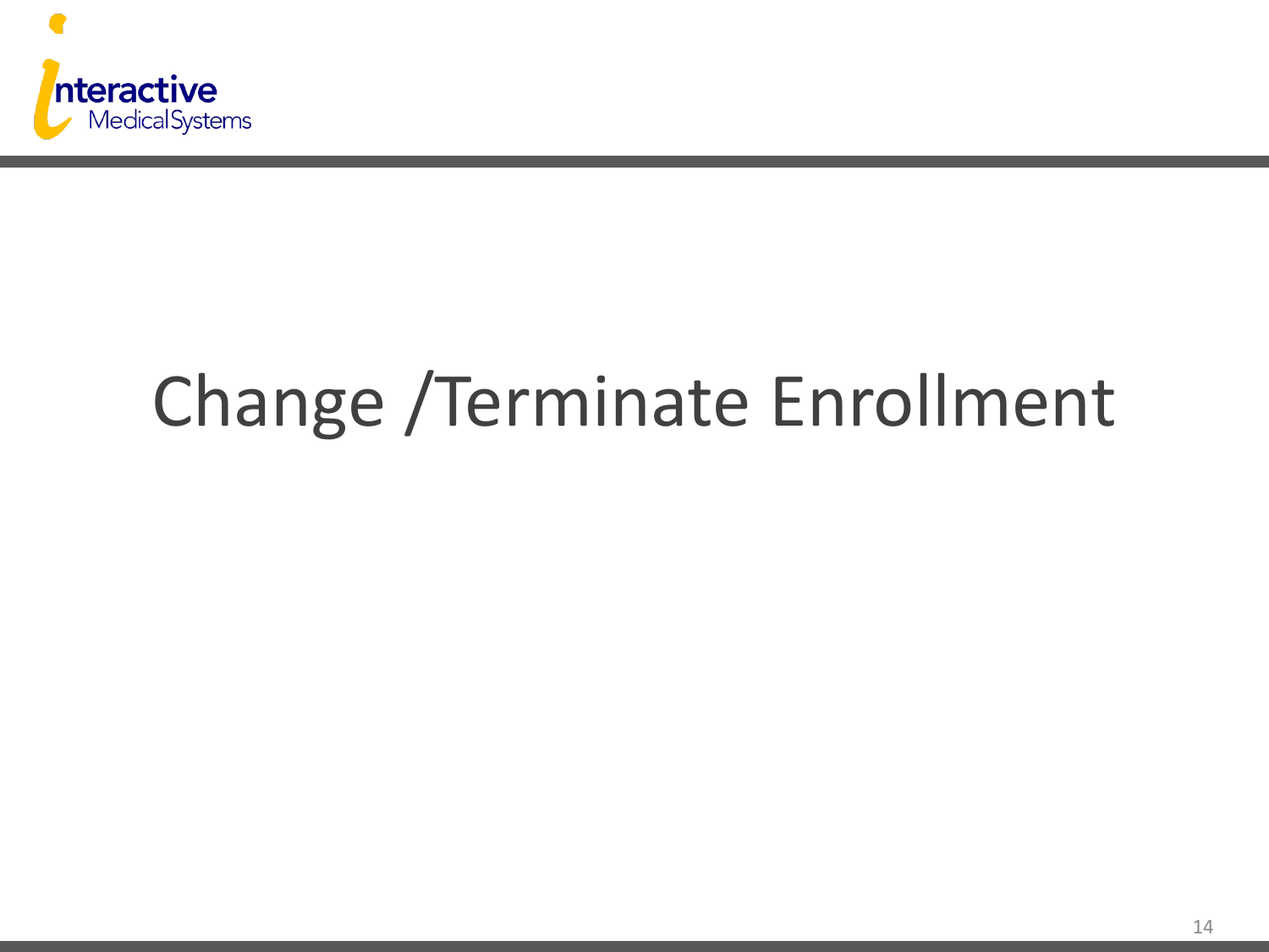# Change /Terminate Enrollment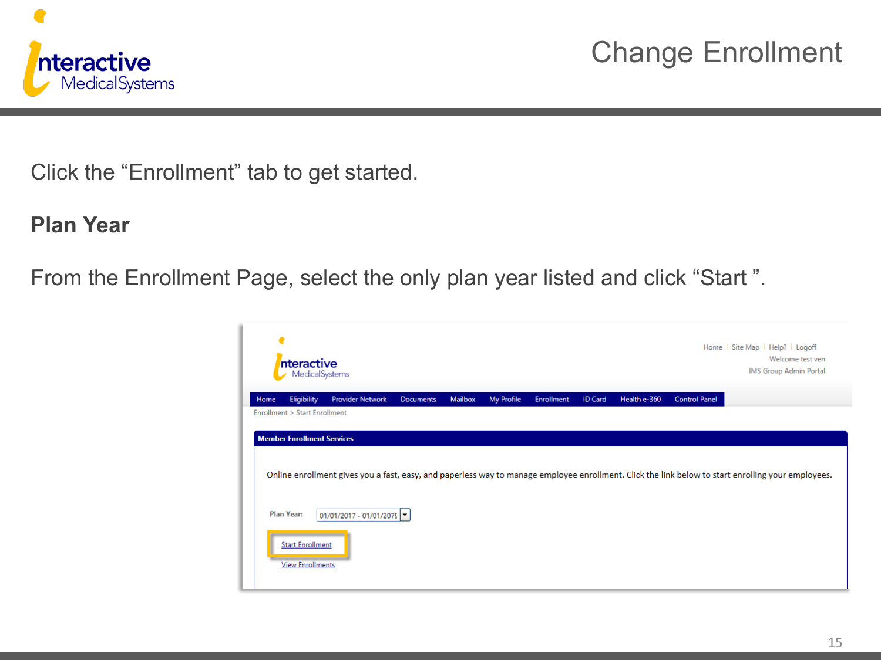# Change Enrollment

Click the “Enrollment” tab to get started.

**Plan Year**

From the Enrollment Page, select the only plan year listed and click “Start ”.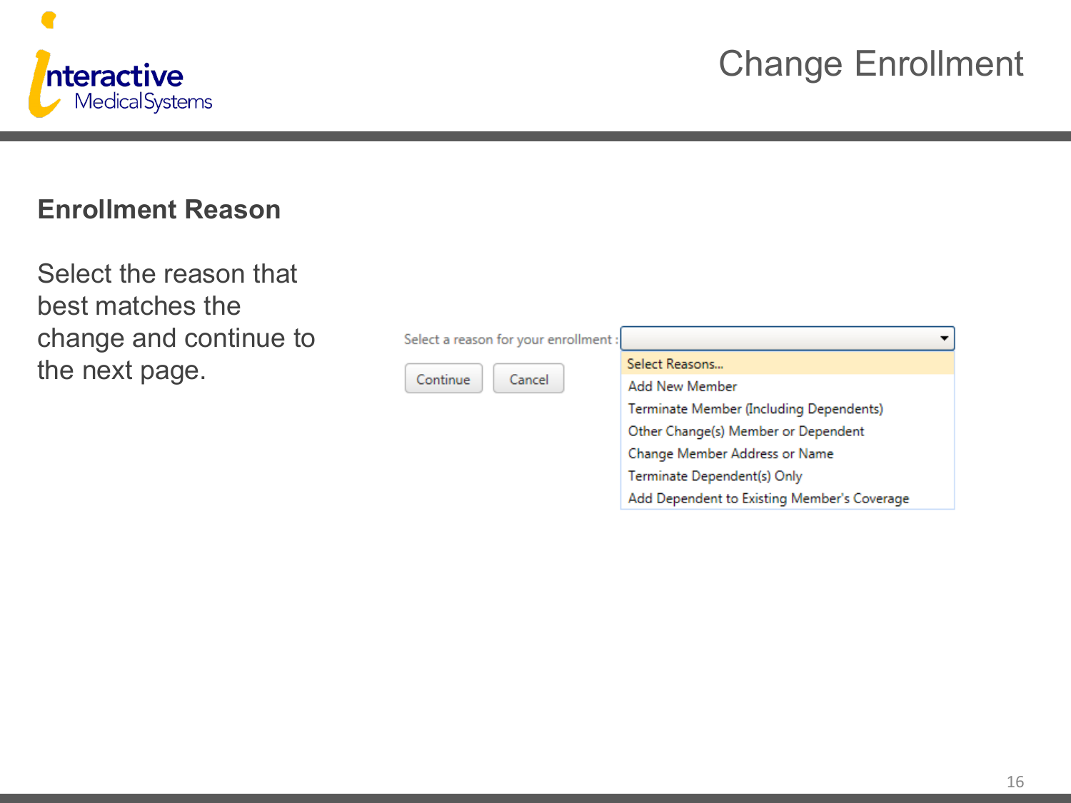# Change Enrollment

## Enrollment Reason

Select the reason that best matches the change and continue to the next page.

Select a reason for your enrollment :

- Select Reasons...
- Add New Member
- Terminate Member (Including Dependents)
- Other Change(s) Member or Dependent
- Change Member Address or Name
- Terminate Dependent(s) Only
- Add Dependent to Existing Member's Coverage

Continue | Cancel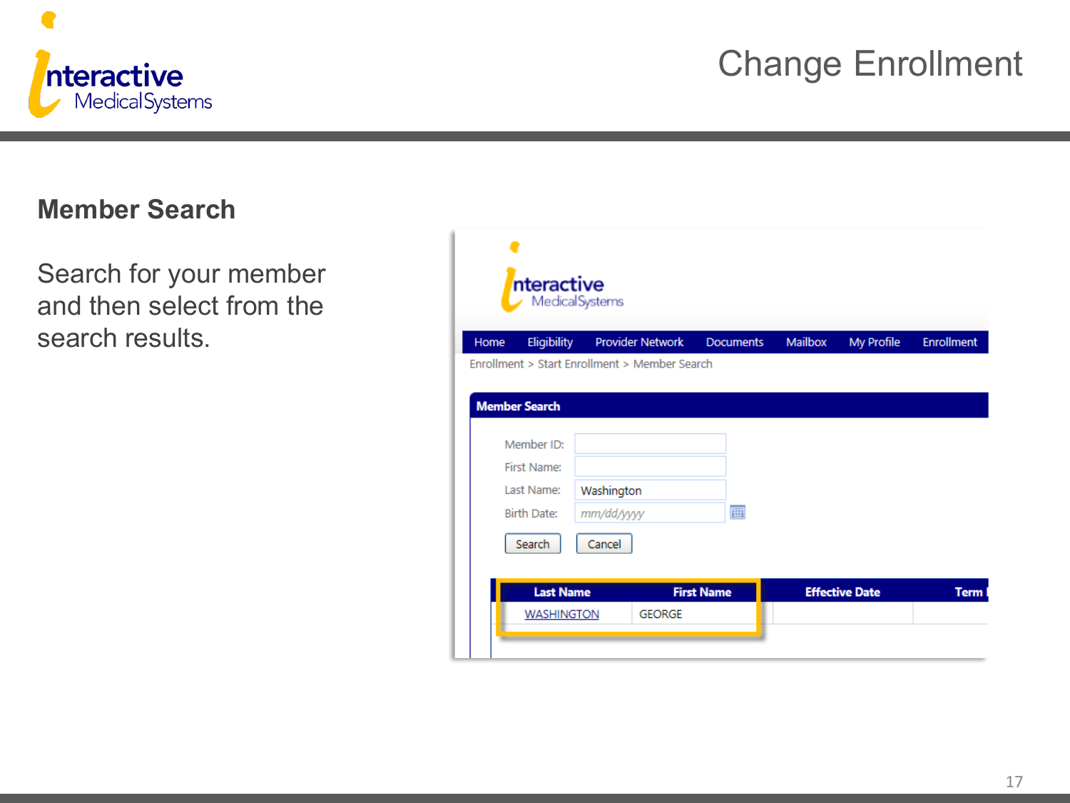# Change Enrollment

## Member Search

Search for your member and then select from the search results.

Home | Eligibility | Provider Network | Documents | Mailbox | My Profile | Enrollment

Enrollment > Start Enrollment > Member Search

**Member Search**

Member ID:

First Name:

Last Name: Washington

Birth Date: mm/dd/yyyy

Search | Cancel

| Last Name | First Name | Effective Date | Term |
| --- | --- | --- | --- |
| WASHINGTON | GEORGE | | |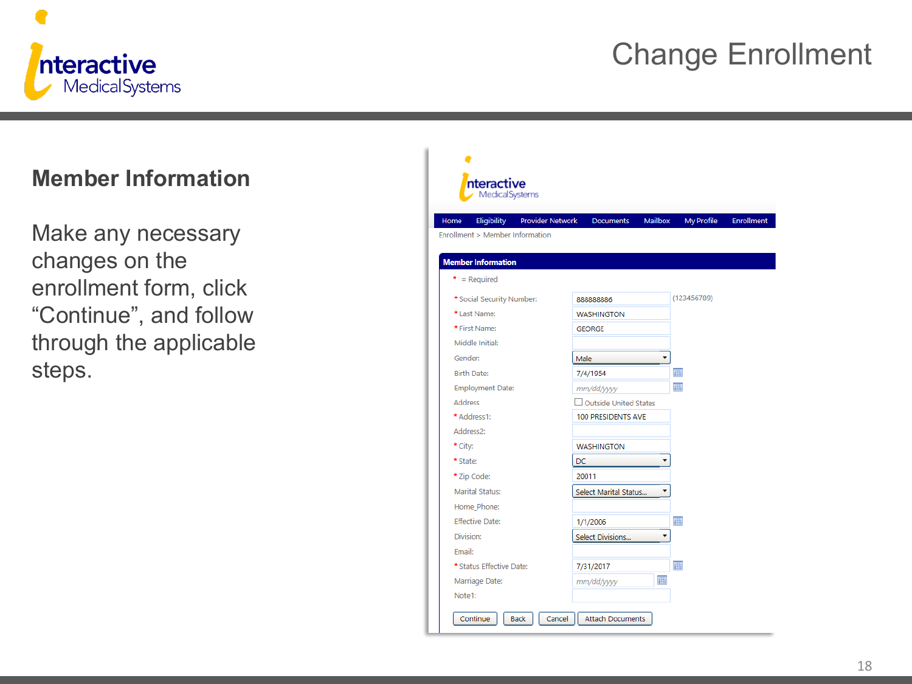# Change Enrollment

## Member Information

Make any necessary changes on the enrollment form, click "Continue", and follow through the applicable steps.

Home | Eligibility | Provider Network | Documents | Mailbox | My Profile | Enrollment

Enrollment > Member Information

**Member Information**

\* = Required

| Field | Value |
|---|---|
| \* Social Security Number: | 888888886 (123456789) |
| \* Last Name: | WASHINGTON |
| \* First Name: | GEORGE |
| Middle Initial: | |
| Gender: | Male |
| Birth Date: | 7/4/1954 |
| Employment Date: | mm/dd/yyyy |
| Address | ☐ Outside United States |
| \* Address1: | 100 PRESIDENTS AVE |
| Address2: | |
| \* City: | WASHINGTON |
| \* State: | DC |
| \* Zip Code: | 20011 |
| Marital Status: | Select Marital Status... |
| Home_Phone: | |
| Effective Date: | 1/1/2006 |
| Division: | Select Divisions... |
| Email: | |
| \* Status Effective Date: | 7/31/2017 |
| Marriage Date: | mm/dd/yyyy |
| Note1: | |

Continue | Back | Cancel | Attach Documents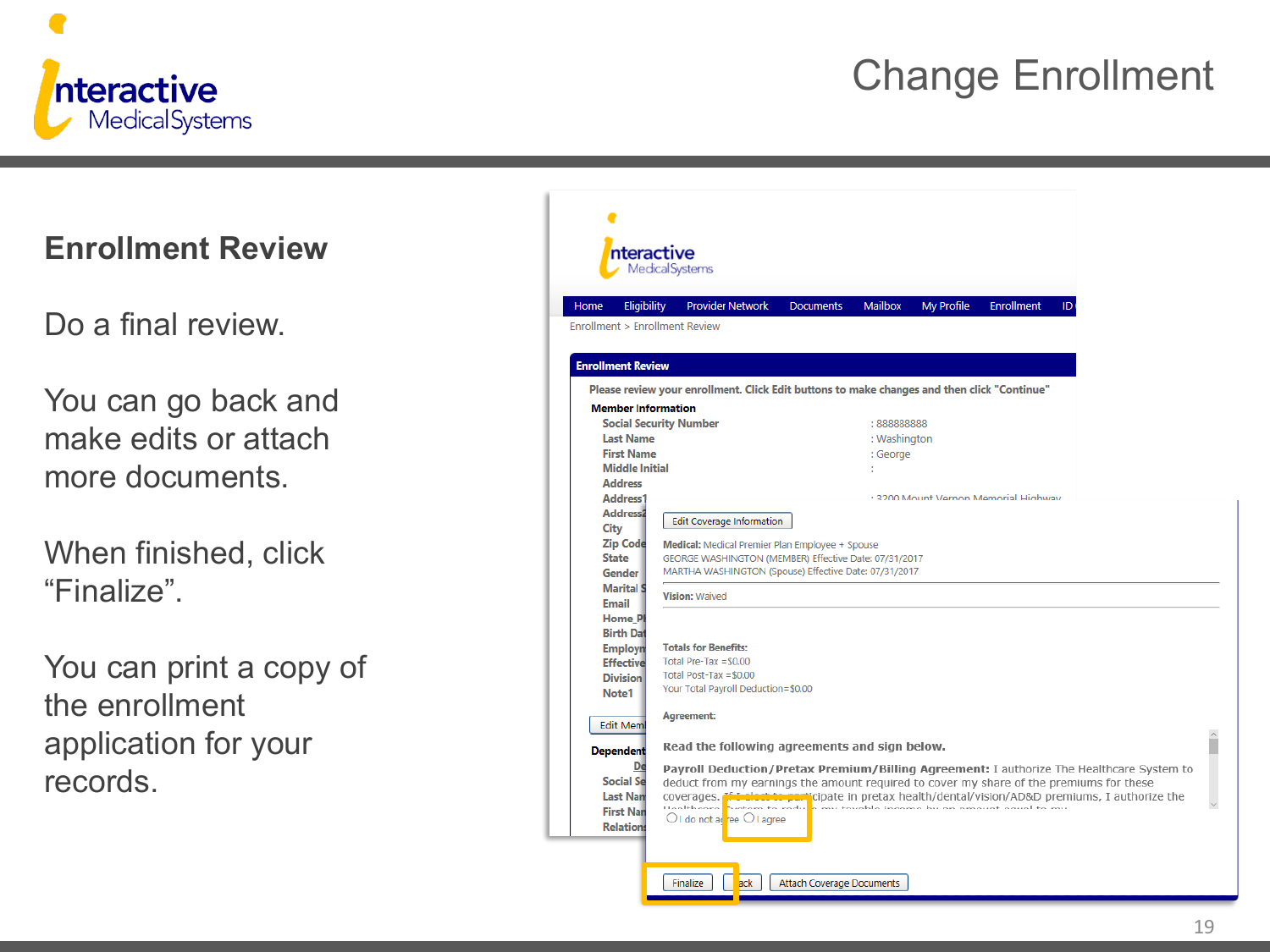# Change Enrollment

## Enrollment Review

Do a final review.

You can go back and make edits or attach more documents.

When finished, click "Finalize".

You can print a copy of the enrollment application for your records.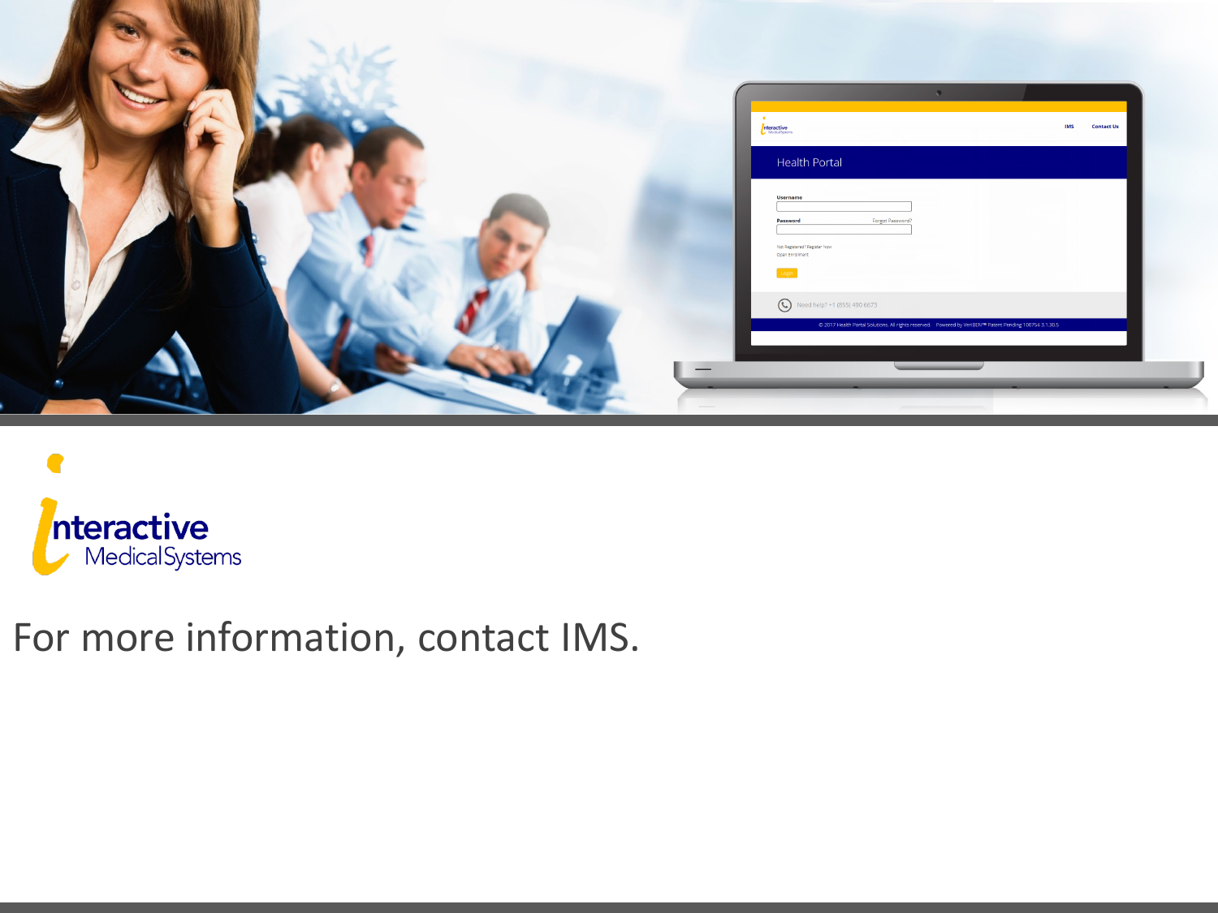interactive MedicalSystems

For more information, contact IMS.